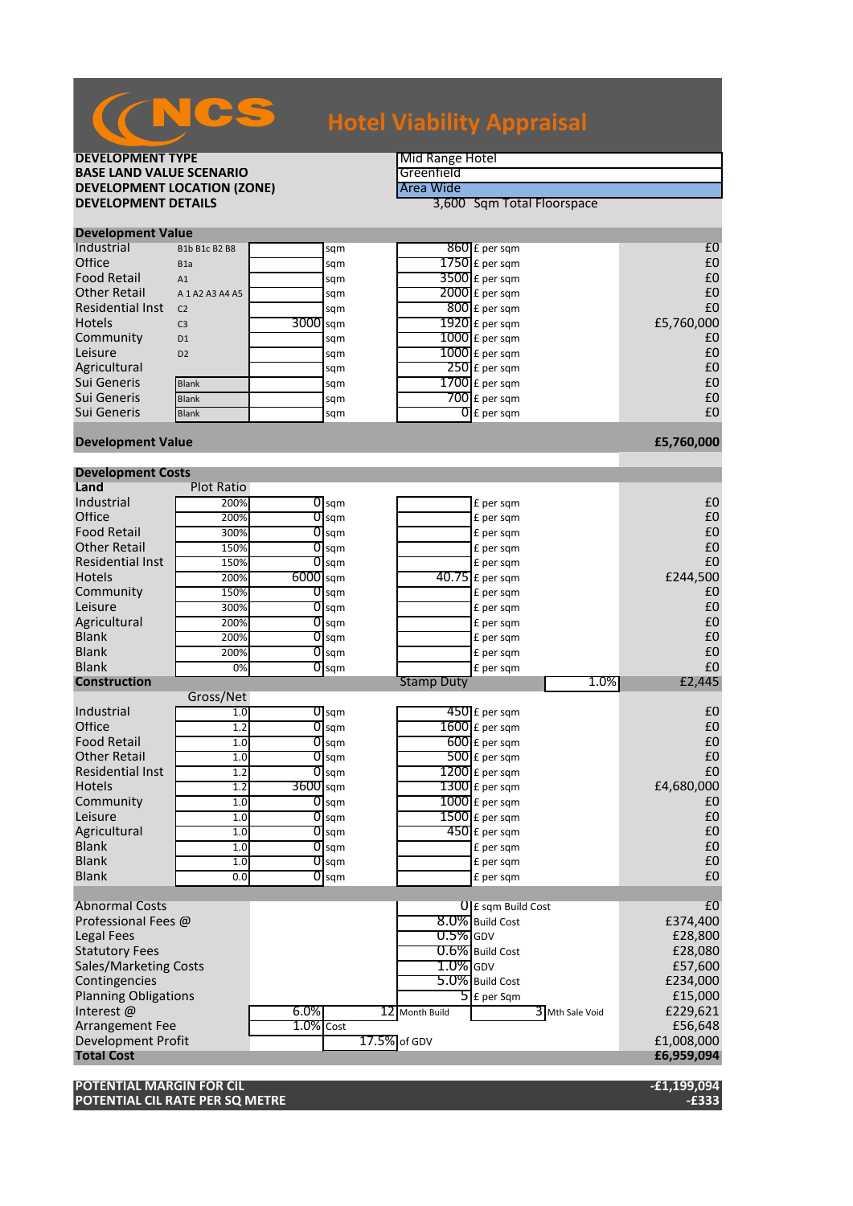# NCS Hotel Viability Appraisal

| | |
|---|---|
| **DEVELOPMENT TYPE** | Mid Range Hotel |
| **BASE LAND VALUE SCENARIO** | Greenfield |
| **DEVELOPMENT LOCATION (ZONE)** | Area Wide |
| **DEVELOPMENT DETAILS** | 3,600 Sqm Total Floorspace |

## Development Value

| | | | | | | |
|---|---|---|---|---|---|---|
| Industrial | B1b B1c B2 B8 | | sqm | 860 | £ per sqm | £0 |
| Office | B1a | | sqm | 1750 | £ per sqm | £0 |
| Food Retail | A1 | | sqm | 3500 | £ per sqm | £0 |
| Other Retail | A 1 A2 A3 A4 A5 | | sqm | 2000 | £ per sqm | £0 |
| Residential Inst | C2 | | sqm | 800 | £ per sqm | £0 |
| Hotels | C3 | 3000 | sqm | 1920 | £ per sqm | £5,760,000 |
| Community | D1 | | sqm | 1000 | £ per sqm | £0 |
| Leisure | D2 | | sqm | 1000 | £ per sqm | £0 |
| Agricultural | | | sqm | 250 | £ per sqm | £0 |
| Sui Generis | Blank | | sqm | 1700 | £ per sqm | £0 |
| Sui Generis | Blank | | sqm | 700 | £ per sqm | £0 |
| Sui Generis | Blank | | sqm | 0 | £ per sqm | £0 |
| **Development Value** | | | | | | **£5,760,000** |

## Development Costs

| **Land** | Plot Ratio | | | | | |
|---|---|---|---|---|---|---|
| Industrial | 200% | 0 | sqm | | £ per sqm | £0 |
| Office | 200% | 0 | sqm | | £ per sqm | £0 |
| Food Retail | 300% | 0 | sqm | | £ per sqm | £0 |
| Other Retail | 150% | 0 | sqm | | £ per sqm | £0 |
| Residential Inst | 150% | 0 | sqm | | £ per sqm | £0 |
| Hotels | 200% | 6000 | sqm | 40.75 | £ per sqm | £244,500 |
| Community | 150% | 0 | sqm | | £ per sqm | £0 |
| Leisure | 300% | 0 | sqm | | £ per sqm | £0 |
| Agricultural | 200% | 0 | sqm | | £ per sqm | £0 |
| Blank | 200% | 0 | sqm | | £ per sqm | £0 |
| Blank | 200% | 0 | sqm | | £ per sqm | £0 |
| Blank | 0% | 0 | sqm | | £ per sqm | £0 |
| **Construction** | | | | Stamp Duty | 1.0% | £2,445 |

| | Gross/Net | | | | | |
|---|---|---|---|---|---|---|
| Industrial | 1.0 | 0 | sqm | 450 | £ per sqm | £0 |
| Office | 1.2 | 0 | sqm | 1600 | £ per sqm | £0 |
| Food Retail | 1.0 | 0 | sqm | 600 | £ per sqm | £0 |
| Other Retail | 1.0 | 0 | sqm | 500 | £ per sqm | £0 |
| Residential Inst | 1.2 | 0 | sqm | 1200 | £ per sqm | £0 |
| Hotels | 1.2 | 3600 | sqm | 1300 | £ per sqm | £4,680,000 |
| Community | 1.0 | 0 | sqm | 1000 | £ per sqm | £0 |
| Leisure | 1.0 | 0 | sqm | 1500 | £ per sqm | £0 |
| Agricultural | 1.0 | 0 | sqm | 450 | £ per sqm | £0 |
| Blank | 1.0 | 0 | sqm | | £ per sqm | £0 |
| Blank | 1.0 | 0 | sqm | | £ per sqm | £0 |
| Blank | 0.0 | 0 | sqm | | £ per sqm | £0 |

| | | | | | |
|---|---|---|---|---|---|
| Abnormal Costs | | | 0 | £ sqm Build Cost | £0 |
| Professional Fees @ | | | 8.0% | Build Cost | £374,400 |
| Legal Fees | | | 0.5% | GDV | £28,800 |
| Statutory Fees | | | 0.6% | Build Cost | £28,080 |
| Sales/Marketing Costs | | | 1.0% | GDV | £57,600 |
| Contingencies | | | 5.0% | Build Cost | £234,000 |
| Planning Obligations | | | 5 | £ per Sqm | £15,000 |
| Interest @ | 6.0% | 12 | Month Build | 3 Mth Sale Void | £229,621 |
| Arrangement Fee | 1.0% | Cost | | | £56,648 |
| Development Profit | | 17.5% | of GDV | | £1,008,000 |
| **Total Cost** | | | | | **£6,959,094** |

| | |
|---|---|
| **POTENTIAL MARGIN FOR CIL** | **-£1,199,094** |
| **POTENTIAL CIL RATE PER SQ METRE** | **-£333** |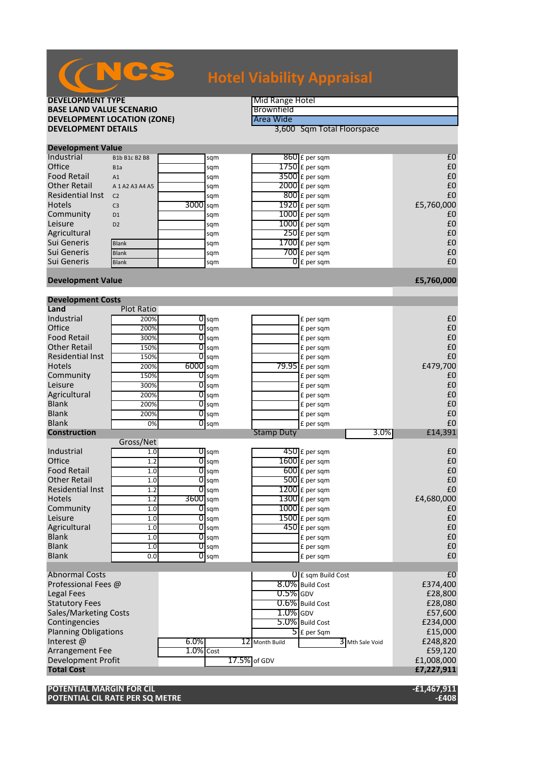# NCS Hotel Viability Appraisal

| | |
|---|---|
| **DEVELOPMENT TYPE** | Mid Range Hotel |
| **BASE LAND VALUE SCENARIO** | Brownfield |
| **DEVELOPMENT LOCATION (ZONE)** | Area Wide |
| **DEVELOPMENT DETAILS** | 3,600 Sqm Total Floorspace |

## Development Value

| Use | Class | Area | | Rate | | Value |
|---|---|---|---|---|---|---|
| Industrial | B1b B1c B2 B8 | | sqm | 860 | £ per sqm | £0 |
| Office | B1a | | sqm | 1750 | £ per sqm | £0 |
| Food Retail | A1 | | sqm | 3500 | £ per sqm | £0 |
| Other Retail | A 1 A2 A3 A4 A5 | | sqm | 2000 | £ per sqm | £0 |
| Residential Inst | C2 | | sqm | 800 | £ per sqm | £0 |
| Hotels | C3 | 3000 | sqm | 1920 | £ per sqm | £5,760,000 |
| Community | D1 | | sqm | 1000 | £ per sqm | £0 |
| Leisure | D2 | | sqm | 1000 | £ per sqm | £0 |
| Agricultural | | | sqm | 250 | £ per sqm | £0 |
| Sui Generis | Blank | | sqm | 1700 | £ per sqm | £0 |
| Sui Generis | Blank | | sqm | 700 | £ per sqm | £0 |
| Sui Generis | Blank | | sqm | 0 | £ per sqm | £0 |
| **Development Value** | | | | | | **£5,760,000** |

## Development Costs

| Land | Plot Ratio | Area | | Rate | | Cost |
|---|---|---|---|---|---|---|
| Industrial | 200% | 0 | sqm | | £ per sqm | £0 |
| Office | 200% | 0 | sqm | | £ per sqm | £0 |
| Food Retail | 300% | 0 | sqm | | £ per sqm | £0 |
| Other Retail | 150% | 0 | sqm | | £ per sqm | £0 |
| Residential Inst | 150% | 0 | sqm | | £ per sqm | £0 |
| Hotels | 200% | 6000 | sqm | 79.95 | £ per sqm | £479,700 |
| Community | 150% | 0 | sqm | | £ per sqm | £0 |
| Leisure | 300% | 0 | sqm | | £ per sqm | £0 |
| Agricultural | 200% | 0 | sqm | | £ per sqm | £0 |
| Blank | 200% | 0 | sqm | | £ per sqm | £0 |
| Blank | 200% | 0 | sqm | | £ per sqm | £0 |
| Blank | 0% | 0 | sqm | | £ per sqm | £0 |
| **Construction** | | | | Stamp Duty | 3.0% | £14,391 |

| Construction | Gross/Net | Area | | Rate | | Cost |
|---|---|---|---|---|---|---|
| Industrial | 1.0 | 0 | sqm | 450 | £ per sqm | £0 |
| Office | 1.2 | 0 | sqm | 1600 | £ per sqm | £0 |
| Food Retail | 1.0 | 0 | sqm | 600 | £ per sqm | £0 |
| Other Retail | 1.0 | 0 | sqm | 500 | £ per sqm | £0 |
| Residential Inst | 1.2 | 0 | sqm | 1200 | £ per sqm | £0 |
| Hotels | 1.2 | 3600 | sqm | 1300 | £ per sqm | £4,680,000 |
| Community | 1.0 | 0 | sqm | 1000 | £ per sqm | £0 |
| Leisure | 1.0 | 0 | sqm | 1500 | £ per sqm | £0 |
| Agricultural | 1.0 | 0 | sqm | 450 | £ per sqm | £0 |
| Blank | 1.0 | 0 | sqm | | £ per sqm | £0 |
| Blank | 1.0 | 0 | sqm | | £ per sqm | £0 |
| Blank | 0.0 | 0 | sqm | | £ per sqm | £0 |

| Item | | | | | Cost |
|---|---|---|---|---|---|
| Abnormal Costs | | | 0 | £ sqm Build Cost | £0 |
| Professional Fees @ | | | 8.0% | Build Cost | £374,400 |
| Legal Fees | | | 0.5% | GDV | £28,800 |
| Statutory Fees | | | 0.6% | Build Cost | £28,080 |
| Sales/Marketing Costs | | | 1.0% | GDV | £57,600 |
| Contingencies | | | 5.0% | Build Cost | £234,000 |
| Planning Obligations | | | 5 | £ per Sqm | £15,000 |
| Interest @ | 6.0% | 12 Month Build | | 3 Mth Sale Void | £248,820 |
| Arrangement Fee | 1.0% Cost | | | | £59,120 |
| Development Profit | | 17.5% of GDV | | | £1,008,000 |
| **Total Cost** | | | | | **£7,227,911** |

| | |
|---|---|
| **POTENTIAL MARGIN FOR CIL** | **-£1,467,911** |
| **POTENTIAL CIL RATE PER SQ METRE** | **-£408** |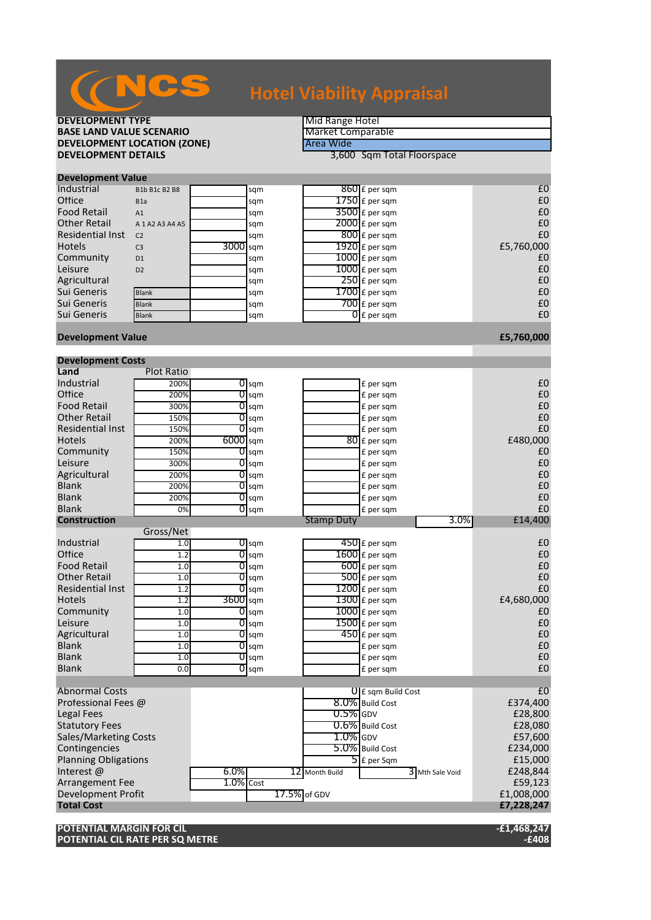# NCS Hotel Viability Appraisal

| | |
|---|---|
| **DEVELOPMENT TYPE** | Mid Range Hotel |
| **BASE LAND VALUE SCENARIO** | Market Comparable |
| **DEVELOPMENT LOCATION (ZONE)** | Area Wide |
| **DEVELOPMENT DETAILS** | 3,600 Sqm Total Floorspace |

| **Development Value** | | | | | | |
|---|---|---|---|---|---|---|
| Industrial | B1b B1c B2 B8 | | sqm | 860 | £ per sqm | £0 |
| Office | B1a | | sqm | 1750 | £ per sqm | £0 |
| Food Retail | A1 | | sqm | 3500 | £ per sqm | £0 |
| Other Retail | A 1 A2 A3 A4 A5 | | sqm | 2000 | £ per sqm | £0 |
| Residential Inst | C2 | | sqm | 800 | £ per sqm | £0 |
| Hotels | C3 | 3000 | sqm | 1920 | £ per sqm | £5,760,000 |
| Community | D1 | | sqm | 1000 | £ per sqm | £0 |
| Leisure | D2 | | sqm | 1000 | £ per sqm | £0 |
| Agricultural | | | sqm | 250 | £ per sqm | £0 |
| Sui Generis | Blank | | sqm | 1700 | £ per sqm | £0 |
| Sui Generis | Blank | | sqm | 700 | £ per sqm | £0 |
| Sui Generis | Blank | | sqm | 0 | £ per sqm | £0 |
| **Development Value** | | | | | | **£5,760,000** |

| **Development Costs** | | | | | | |
|---|---|---|---|---|---|---|
| **Land** | Plot Ratio | | | | | |
| Industrial | 200% | 0 | sqm | | £ per sqm | £0 |
| Office | 200% | 0 | sqm | | £ per sqm | £0 |
| Food Retail | 300% | 0 | sqm | | £ per sqm | £0 |
| Other Retail | 150% | 0 | sqm | | £ per sqm | £0 |
| Residential Inst | 150% | 0 | sqm | | £ per sqm | £0 |
| Hotels | 200% | 6000 | sqm | 80 | £ per sqm | £480,000 |
| Community | 150% | 0 | sqm | | £ per sqm | £0 |
| Leisure | 300% | 0 | sqm | | £ per sqm | £0 |
| Agricultural | 200% | 0 | sqm | | £ per sqm | £0 |
| Blank | 200% | 0 | sqm | | £ per sqm | £0 |
| Blank | 200% | 0 | sqm | | £ per sqm | £0 |
| Blank | 0% | 0 | sqm | | £ per sqm | £0 |
| **Construction** | | | | Stamp Duty | 3.0% | £14,400 |
| | Gross/Net | | | | | |
| Industrial | 1.0 | 0 | sqm | 450 | £ per sqm | £0 |
| Office | 1.2 | 0 | sqm | 1600 | £ per sqm | £0 |
| Food Retail | 1.0 | 0 | sqm | 600 | £ per sqm | £0 |
| Other Retail | 1.0 | 0 | sqm | 500 | £ per sqm | £0 |
| Residential Inst | 1.2 | 0 | sqm | 1200 | £ per sqm | £0 |
| Hotels | 1.2 | 3600 | sqm | 1300 | £ per sqm | £4,680,000 |
| Community | 1.0 | 0 | sqm | 1000 | £ per sqm | £0 |
| Leisure | 1.0 | 0 | sqm | 1500 | £ per sqm | £0 |
| Agricultural | 1.0 | 0 | sqm | 450 | £ per sqm | £0 |
| Blank | 1.0 | 0 | sqm | | £ per sqm | £0 |
| Blank | 1.0 | 0 | sqm | | £ per sqm | £0 |
| Blank | 0.0 | 0 | sqm | | £ per sqm | £0 |

| | | | | | |
|---|---|---|---|---|---|
| Abnormal Costs | | | 0 | £ sqm Build Cost | £0 |
| Professional Fees @ | | | 8.0% | Build Cost | £374,400 |
| Legal Fees | | | 0.5% | GDV | £28,800 |
| Statutory Fees | | | 0.6% | Build Cost | £28,080 |
| Sales/Marketing Costs | | | 1.0% | GDV | £57,600 |
| Contingencies | | | 5.0% | Build Cost | £234,000 |
| Planning Obligations | | | 5 | £ per Sqm | £15,000 |
| Interest @ | 6.0% | 12 Month Build | | 3 Mth Sale Void | £248,844 |
| Arrangement Fee | 1.0% | Cost | | | £59,123 |
| Development Profit | | 17.5% of GDV | | | £1,008,000 |
| **Total Cost** | | | | | **£7,228,247** |

| | |
|---|---|
| **POTENTIAL MARGIN FOR CIL** | **-£1,468,247** |
| **POTENTIAL CIL RATE PER SQ METRE** | **-£408** |